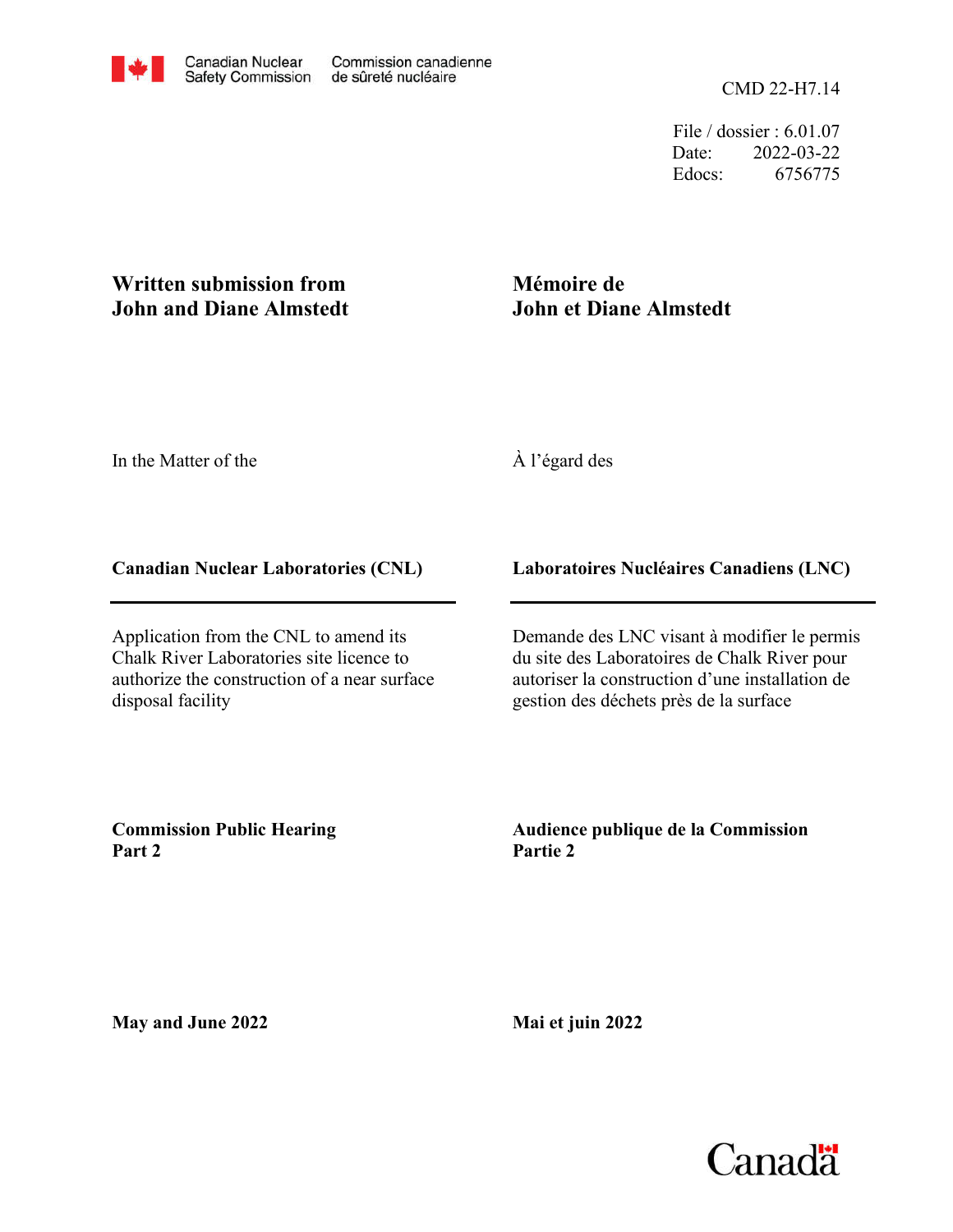Canadian Nuclear Safety Commission | Commission canadienne de sûreté nucléaire

CMD 22-H7.14

File / dossier : 6.01.07
Date: 2022-03-22
Edocs: 6756775

**Written submission from John and Diane Almstedt**

**Mémoire de John et Diane Almstedt**

In the Matter of the

À l'égard des

**Canadian Nuclear Laboratories (CNL)**

**Laboratoires Nucléaires Canadiens (LNC)**

Application from the CNL to amend its Chalk River Laboratories site licence to authorize the construction of a near surface disposal facility

Demande des LNC visant à modifier le permis du site des Laboratoires de Chalk River pour autoriser la construction d'une installation de gestion des déchets près de la surface

**Commission Public Hearing Part 2**

**Audience publique de la Commission Partie 2**

**May and June 2022**

**Mai et juin 2022**

Canada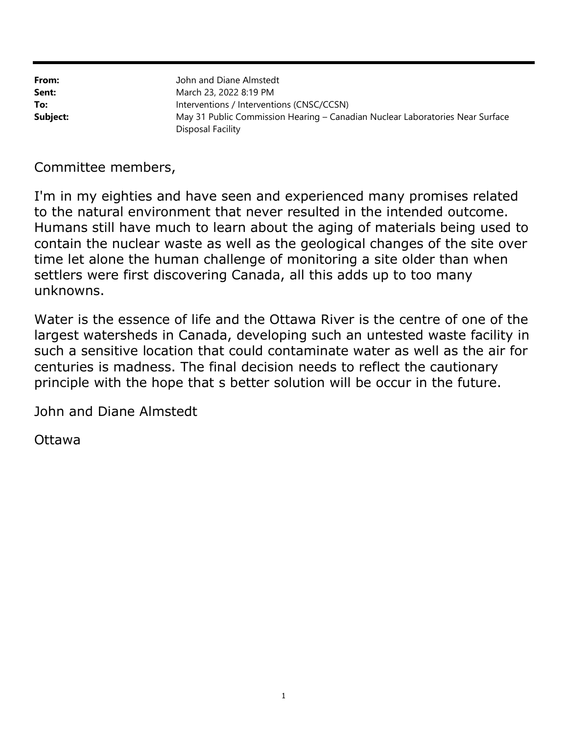**From:** John and Diane Almstedt
**Sent:** March 23, 2022 8:19 PM
**To:** Interventions / Interventions (CNSC/CCSN)
**Subject:** May 31 Public Commission Hearing – Canadian Nuclear Laboratories Near Surface Disposal Facility

Committee members,

I'm in my eighties and have seen and experienced many promises related to the natural environment that never resulted in the intended outcome. Humans still have much to learn about the aging of materials being used to contain the nuclear waste as well as the geological changes of the site over time let alone the human challenge of monitoring a site older than when settlers were first discovering Canada, all this adds up to too many unknowns.

Water is the essence of life and the Ottawa River is the centre of one of the largest watersheds in Canada, developing such an untested waste facility in such a sensitive location that could contaminate water as well as the air for centuries is madness. The final decision needs to reflect the cautionary principle with the hope that s better solution will be occur in the future.

John and Diane Almstedt

Ottawa